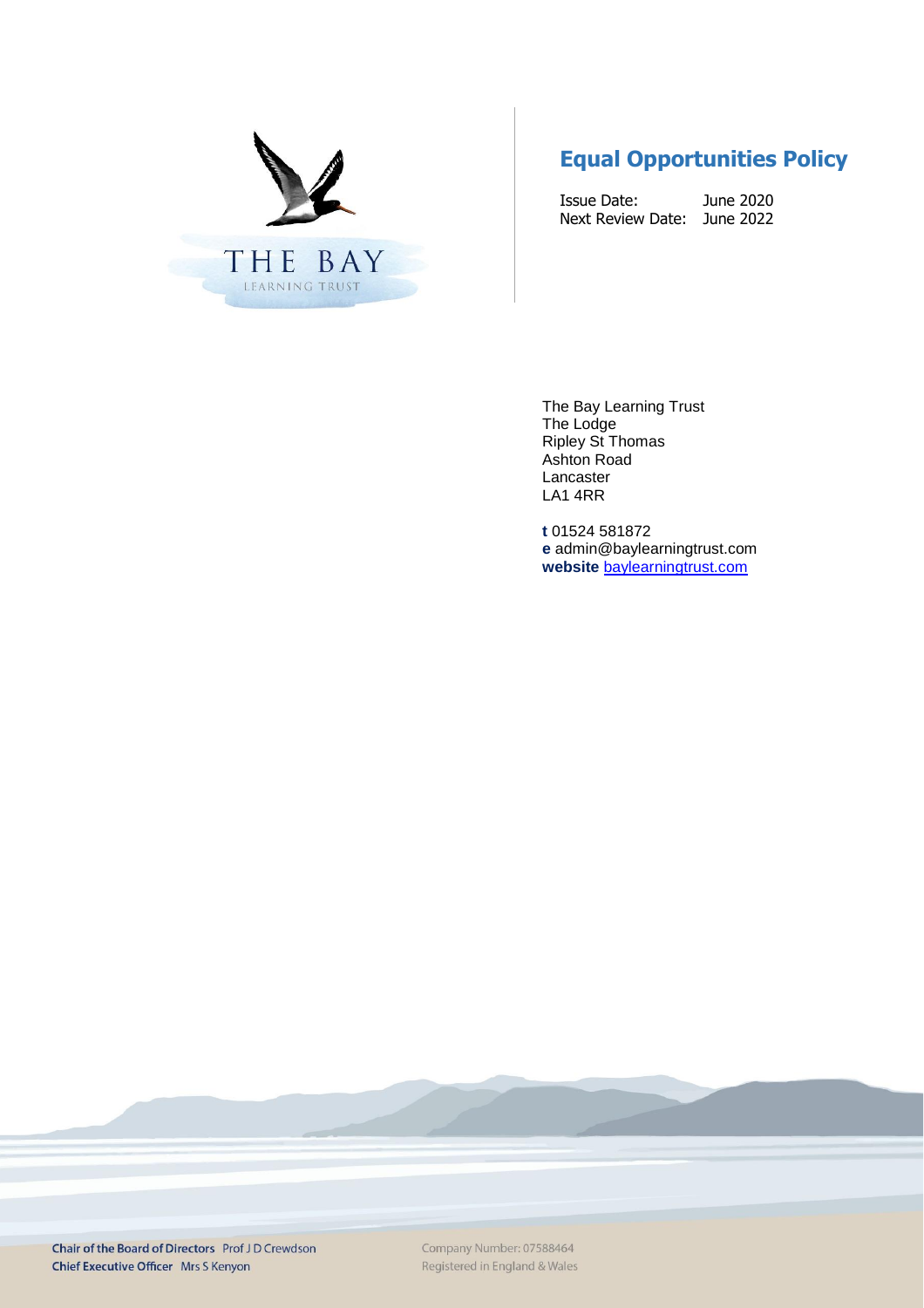# Equal Opportunities Policy

Issue Date: June 2020
Next Review Date: June 2022

The Bay Learning Trust
The Lodge
Ripley St Thomas
Ashton Road
Lancaster
LA1 4RR

**t** 01524 581872
**e** admin@baylearningtrust.com
**website** baylearningtrust.com

**Chair of the Board of Directors** Prof J D Crewdson
**Chief Executive Officer** Mrs S Kenyon

Company Number: 07588464
Registered in England & Wales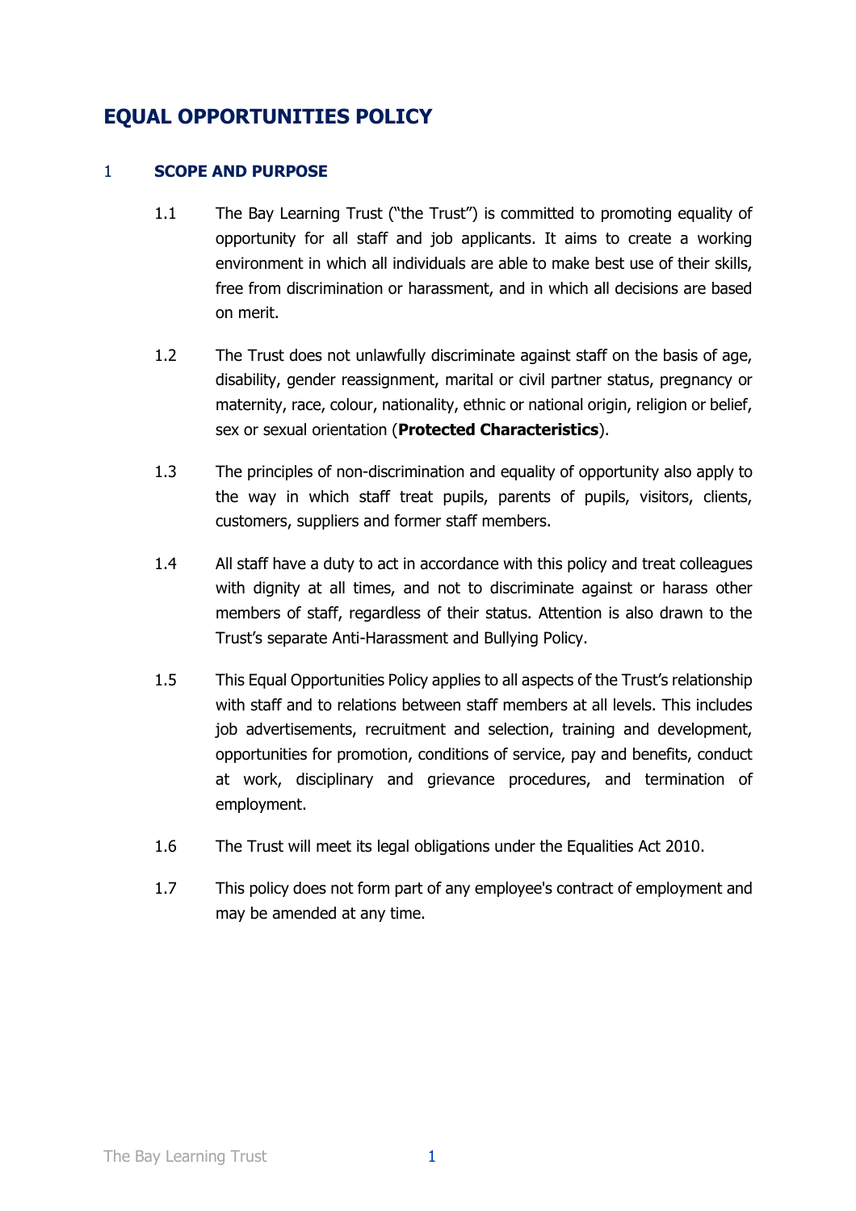# EQUAL OPPORTUNITIES POLICY

## 1 SCOPE AND PURPOSE

1.1 The Bay Learning Trust ("the Trust") is committed to promoting equality of opportunity for all staff and job applicants. It aims to create a working environment in which all individuals are able to make best use of their skills, free from discrimination or harassment, and in which all decisions are based on merit.

1.2 The Trust does not unlawfully discriminate against staff on the basis of age, disability, gender reassignment, marital or civil partner status, pregnancy or maternity, race, colour, nationality, ethnic or national origin, religion or belief, sex or sexual orientation (**Protected Characteristics**).

1.3 The principles of non-discrimination and equality of opportunity also apply to the way in which staff treat pupils, parents of pupils, visitors, clients, customers, suppliers and former staff members.

1.4 All staff have a duty to act in accordance with this policy and treat colleagues with dignity at all times, and not to discriminate against or harass other members of staff, regardless of their status. Attention is also drawn to the Trust's separate Anti-Harassment and Bullying Policy.

1.5 This Equal Opportunities Policy applies to all aspects of the Trust's relationship with staff and to relations between staff members at all levels. This includes job advertisements, recruitment and selection, training and development, opportunities for promotion, conditions of service, pay and benefits, conduct at work, disciplinary and grievance procedures, and termination of employment.

1.6 The Trust will meet its legal obligations under the Equalities Act 2010.

1.7 This policy does not form part of any employee's contract of employment and may be amended at any time.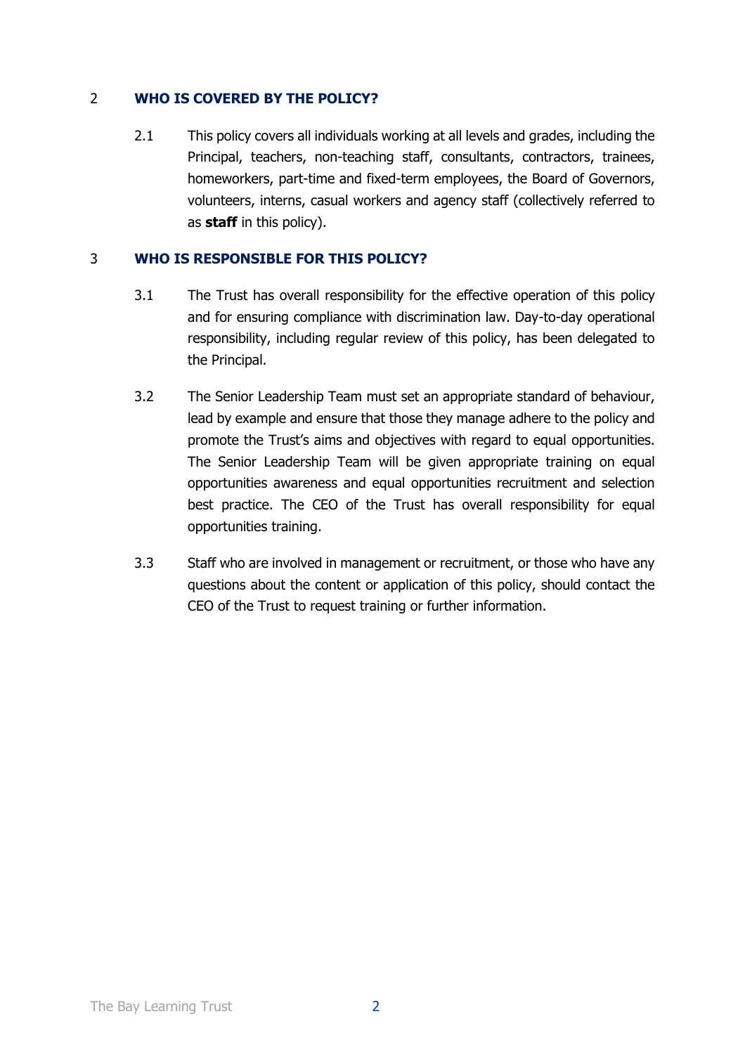## 2 WHO IS COVERED BY THE POLICY?

2.1 This policy covers all individuals working at all levels and grades, including the Principal, teachers, non-teaching staff, consultants, contractors, trainees, homeworkers, part-time and fixed-term employees, the Board of Governors, volunteers, interns, casual workers and agency staff (collectively referred to as **staff** in this policy).

## 3 WHO IS RESPONSIBLE FOR THIS POLICY?

3.1 The Trust has overall responsibility for the effective operation of this policy and for ensuring compliance with discrimination law. Day-to-day operational responsibility, including regular review of this policy, has been delegated to the Principal.

3.2 The Senior Leadership Team must set an appropriate standard of behaviour, lead by example and ensure that those they manage adhere to the policy and promote the Trust's aims and objectives with regard to equal opportunities. The Senior Leadership Team will be given appropriate training on equal opportunities awareness and equal opportunities recruitment and selection best practice. The CEO of the Trust has overall responsibility for equal opportunities training.

3.3 Staff who are involved in management or recruitment, or those who have any questions about the content or application of this policy, should contact the CEO of the Trust to request training or further information.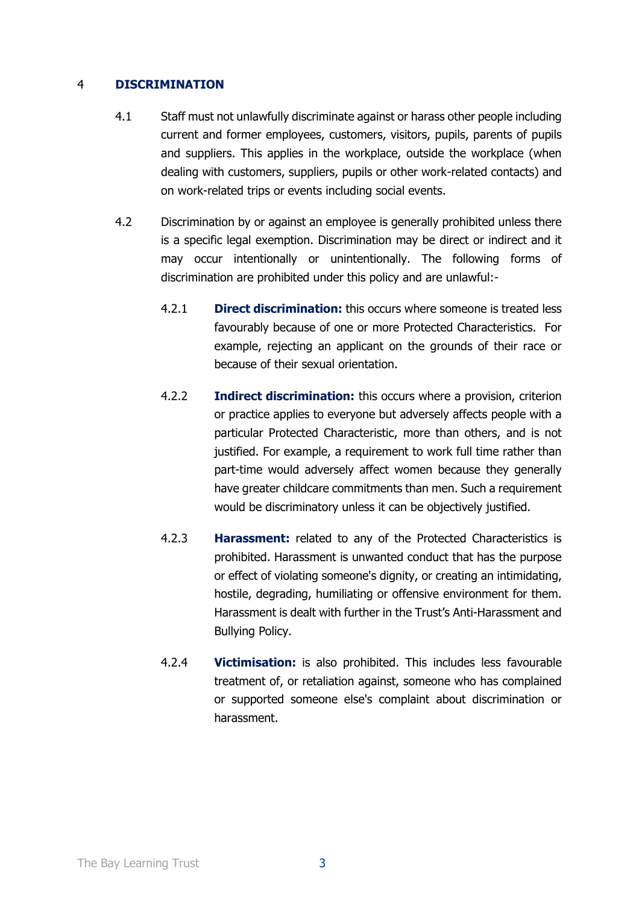## 4 DISCRIMINATION

4.1 Staff must not unlawfully discriminate against or harass other people including current and former employees, customers, visitors, pupils, parents of pupils and suppliers. This applies in the workplace, outside the workplace (when dealing with customers, suppliers, pupils or other work-related contacts) and on work-related trips or events including social events.

4.2 Discrimination by or against an employee is generally prohibited unless there is a specific legal exemption. Discrimination may be direct or indirect and it may occur intentionally or unintentionally. The following forms of discrimination are prohibited under this policy and are unlawful:-

4.2.1 **Direct discrimination:** this occurs where someone is treated less favourably because of one or more Protected Characteristics. For example, rejecting an applicant on the grounds of their race or because of their sexual orientation.

4.2.2 **Indirect discrimination:** this occurs where a provision, criterion or practice applies to everyone but adversely affects people with a particular Protected Characteristic, more than others, and is not justified. For example, a requirement to work full time rather than part-time would adversely affect women because they generally have greater childcare commitments than men. Such a requirement would be discriminatory unless it can be objectively justified.

4.2.3 **Harassment:** related to any of the Protected Characteristics is prohibited. Harassment is unwanted conduct that has the purpose or effect of violating someone's dignity, or creating an intimidating, hostile, degrading, humiliating or offensive environment for them. Harassment is dealt with further in the Trust's Anti-Harassment and Bullying Policy.

4.2.4 **Victimisation:** is also prohibited. This includes less favourable treatment of, or retaliation against, someone who has complained or supported someone else's complaint about discrimination or harassment.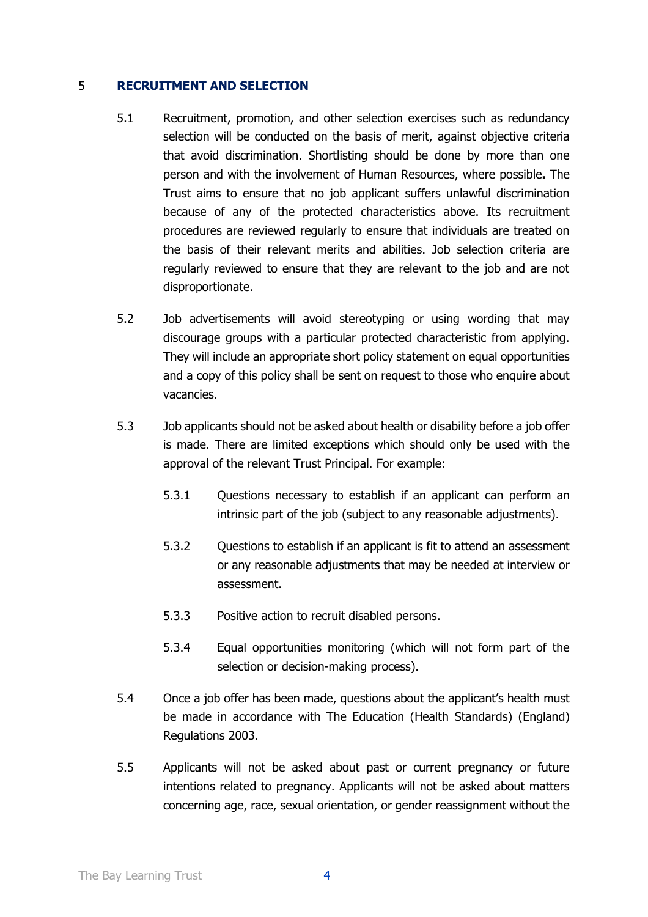## 5 RECRUITMENT AND SELECTION

5.1 Recruitment, promotion, and other selection exercises such as redundancy selection will be conducted on the basis of merit, against objective criteria that avoid discrimination. Shortlisting should be done by more than one person and with the involvement of Human Resources, where possible**.** The Trust aims to ensure that no job applicant suffers unlawful discrimination because of any of the protected characteristics above. Its recruitment procedures are reviewed regularly to ensure that individuals are treated on the basis of their relevant merits and abilities. Job selection criteria are regularly reviewed to ensure that they are relevant to the job and are not disproportionate.

5.2 Job advertisements will avoid stereotyping or using wording that may discourage groups with a particular protected characteristic from applying. They will include an appropriate short policy statement on equal opportunities and a copy of this policy shall be sent on request to those who enquire about vacancies.

5.3 Job applicants should not be asked about health or disability before a job offer is made. There are limited exceptions which should only be used with the approval of the relevant Trust Principal. For example:

- 5.3.1 Questions necessary to establish if an applicant can perform an intrinsic part of the job (subject to any reasonable adjustments).
- 5.3.2 Questions to establish if an applicant is fit to attend an assessment or any reasonable adjustments that may be needed at interview or assessment.
- 5.3.3 Positive action to recruit disabled persons.
- 5.3.4 Equal opportunities monitoring (which will not form part of the selection or decision-making process).

5.4 Once a job offer has been made, questions about the applicant's health must be made in accordance with The Education (Health Standards) (England) Regulations 2003.

5.5 Applicants will not be asked about past or current pregnancy or future intentions related to pregnancy. Applicants will not be asked about matters concerning age, race, sexual orientation, or gender reassignment without the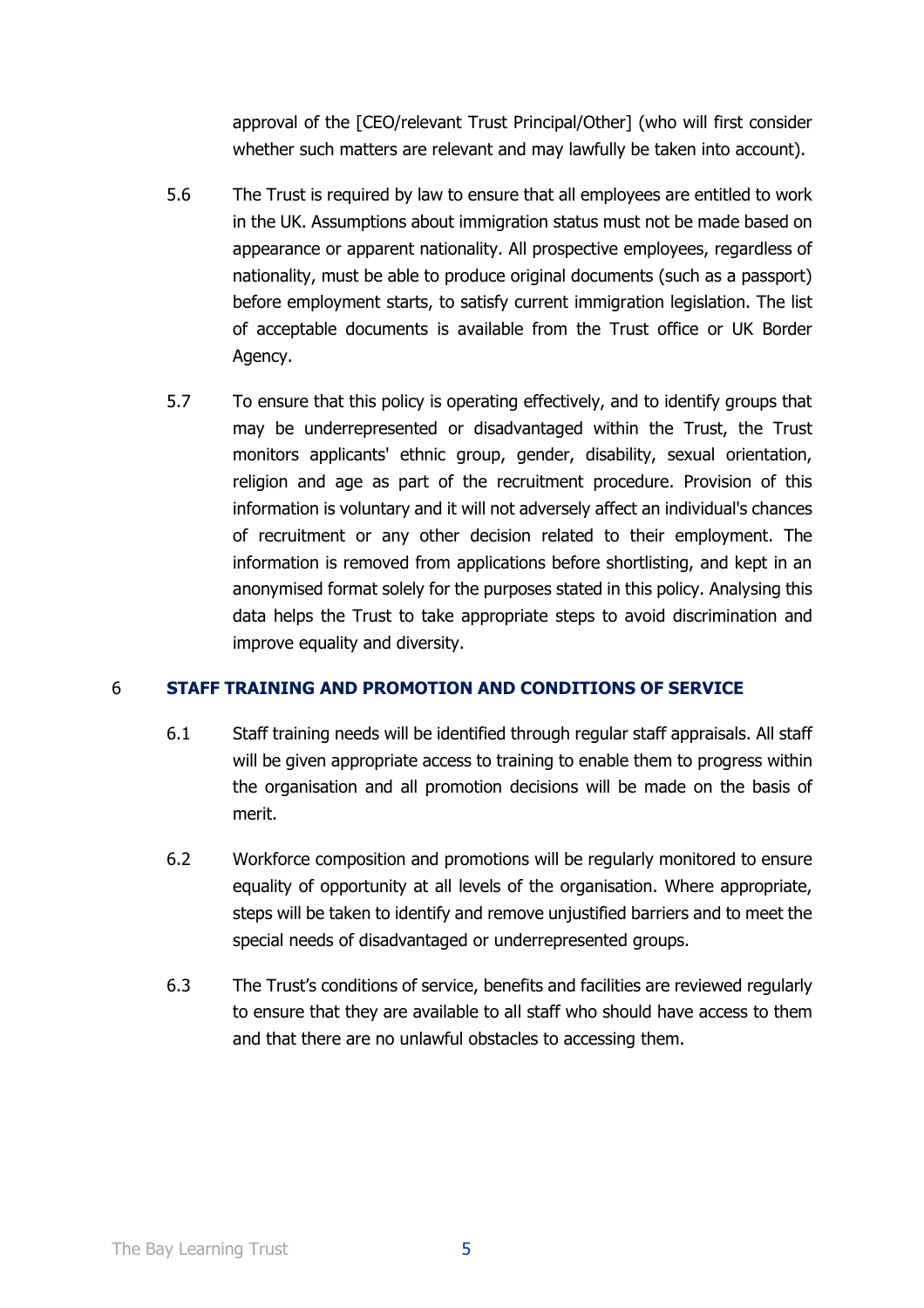approval of the [CEO/relevant Trust Principal/Other] (who will first consider whether such matters are relevant and may lawfully be taken into account).

5.6 The Trust is required by law to ensure that all employees are entitled to work in the UK. Assumptions about immigration status must not be made based on appearance or apparent nationality. All prospective employees, regardless of nationality, must be able to produce original documents (such as a passport) before employment starts, to satisfy current immigration legislation. The list of acceptable documents is available from the Trust office or UK Border Agency.

5.7 To ensure that this policy is operating effectively, and to identify groups that may be underrepresented or disadvantaged within the Trust, the Trust monitors applicants' ethnic group, gender, disability, sexual orientation, religion and age as part of the recruitment procedure. Provision of this information is voluntary and it will not adversely affect an individual's chances of recruitment or any other decision related to their employment. The information is removed from applications before shortlisting, and kept in an anonymised format solely for the purposes stated in this policy. Analysing this data helps the Trust to take appropriate steps to avoid discrimination and improve equality and diversity.

## 6 STAFF TRAINING AND PROMOTION AND CONDITIONS OF SERVICE

6.1 Staff training needs will be identified through regular staff appraisals. All staff will be given appropriate access to training to enable them to progress within the organisation and all promotion decisions will be made on the basis of merit.

6.2 Workforce composition and promotions will be regularly monitored to ensure equality of opportunity at all levels of the organisation. Where appropriate, steps will be taken to identify and remove unjustified barriers and to meet the special needs of disadvantaged or underrepresented groups.

6.3 The Trust's conditions of service, benefits and facilities are reviewed regularly to ensure that they are available to all staff who should have access to them and that there are no unlawful obstacles to accessing them.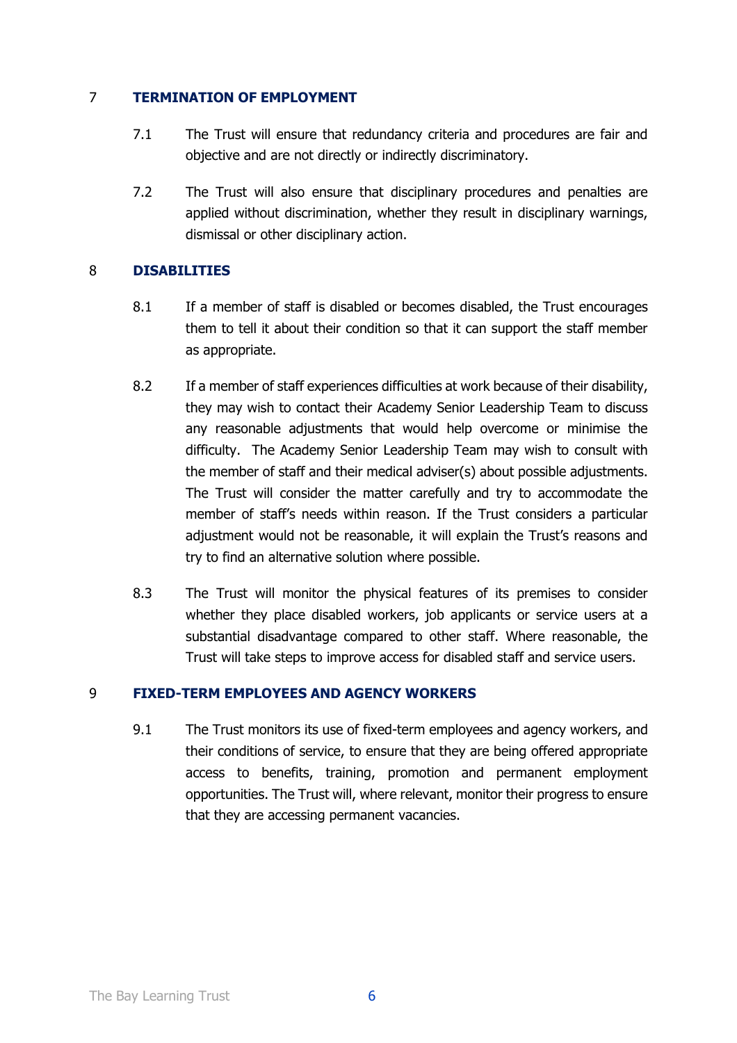## 7 TERMINATION OF EMPLOYMENT

7.1 The Trust will ensure that redundancy criteria and procedures are fair and objective and are not directly or indirectly discriminatory.

7.2 The Trust will also ensure that disciplinary procedures and penalties are applied without discrimination, whether they result in disciplinary warnings, dismissal or other disciplinary action.

## 8 DISABILITIES

8.1 If a member of staff is disabled or becomes disabled, the Trust encourages them to tell it about their condition so that it can support the staff member as appropriate.

8.2 If a member of staff experiences difficulties at work because of their disability, they may wish to contact their Academy Senior Leadership Team to discuss any reasonable adjustments that would help overcome or minimise the difficulty. The Academy Senior Leadership Team may wish to consult with the member of staff and their medical adviser(s) about possible adjustments. The Trust will consider the matter carefully and try to accommodate the member of staff's needs within reason. If the Trust considers a particular adjustment would not be reasonable, it will explain the Trust's reasons and try to find an alternative solution where possible.

8.3 The Trust will monitor the physical features of its premises to consider whether they place disabled workers, job applicants or service users at a substantial disadvantage compared to other staff. Where reasonable, the Trust will take steps to improve access for disabled staff and service users.

## 9 FIXED-TERM EMPLOYEES AND AGENCY WORKERS

9.1 The Trust monitors its use of fixed-term employees and agency workers, and their conditions of service, to ensure that they are being offered appropriate access to benefits, training, promotion and permanent employment opportunities. The Trust will, where relevant, monitor their progress to ensure that they are accessing permanent vacancies.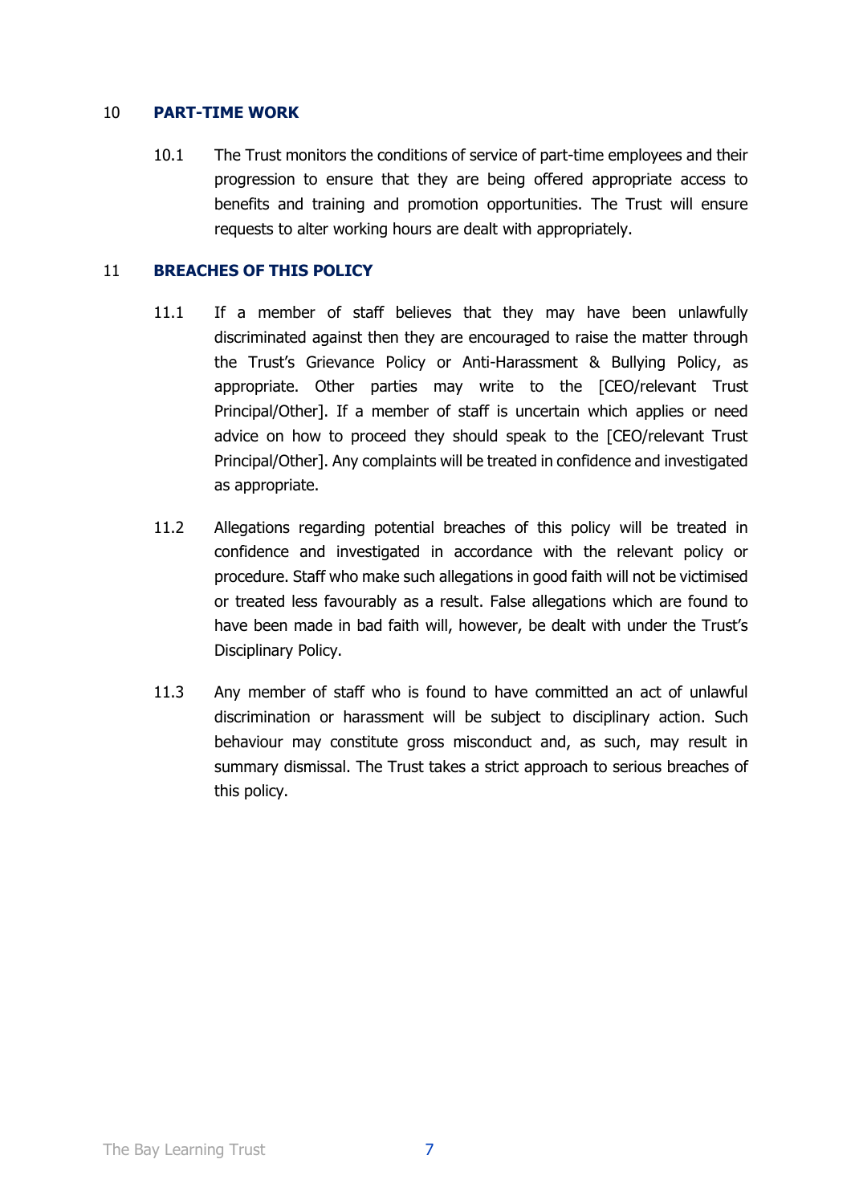## 10 PART-TIME WORK

10.1 The Trust monitors the conditions of service of part-time employees and their progression to ensure that they are being offered appropriate access to benefits and training and promotion opportunities. The Trust will ensure requests to alter working hours are dealt with appropriately.

## 11 BREACHES OF THIS POLICY

11.1 If a member of staff believes that they may have been unlawfully discriminated against then they are encouraged to raise the matter through the Trust's Grievance Policy or Anti-Harassment & Bullying Policy, as appropriate. Other parties may write to the [CEO/relevant Trust Principal/Other]. If a member of staff is uncertain which applies or need advice on how to proceed they should speak to the [CEO/relevant Trust Principal/Other]. Any complaints will be treated in confidence and investigated as appropriate.

11.2 Allegations regarding potential breaches of this policy will be treated in confidence and investigated in accordance with the relevant policy or procedure. Staff who make such allegations in good faith will not be victimised or treated less favourably as a result. False allegations which are found to have been made in bad faith will, however, be dealt with under the Trust's Disciplinary Policy.

11.3 Any member of staff who is found to have committed an act of unlawful discrimination or harassment will be subject to disciplinary action. Such behaviour may constitute gross misconduct and, as such, may result in summary dismissal. The Trust takes a strict approach to serious breaches of this policy.